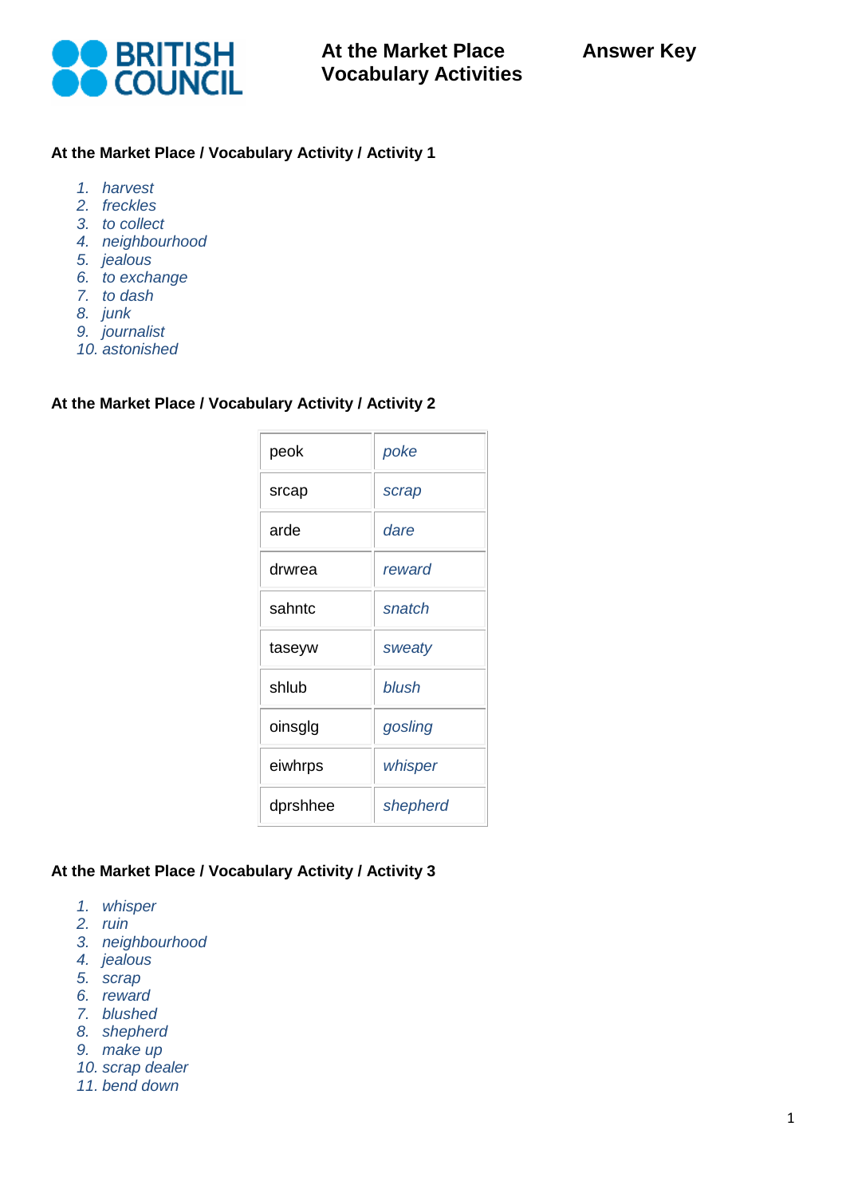BRITISH COUNCIL

# At the Market Place Vocabulary Activities

**Answer Key**

## At the Market Place / Vocabulary Activity / Activity 1

1. *harvest*
2. *freckles*
3. *to collect*
4. *neighbourhood*
5. *jealous*
6. *to exchange*
7. *to dash*
8. *junk*
9. *journalist*
10. *astonished*

## At the Market Place / Vocabulary Activity / Activity 2

| | |
|---|---|
| peok | *poke* |
| srcap | *scrap* |
| arde | *dare* |
| drwrea | *reward* |
| sahntc | *snatch* |
| taseyw | *sweaty* |
| shlub | *blush* |
| oinsglg | *gosling* |
| eiwhrps | *whisper* |
| dprshhee | *shepherd* |

## At the Market Place / Vocabulary Activity / Activity 3

1. *whisper*
2. *ruin*
3. *neighbourhood*
4. *jealous*
5. *scrap*
6. *reward*
7. *blushed*
8. *shepherd*
9. *make up*
10. *scrap dealer*
11. *bend down*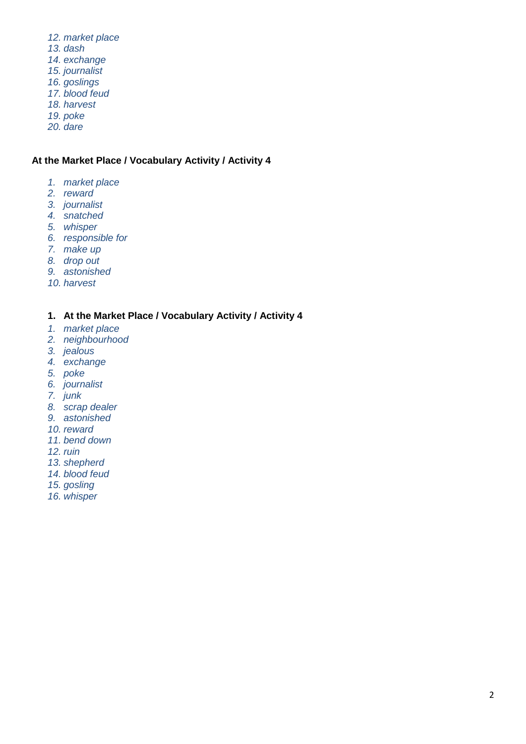12. *market place*
13. *dash*
14. *exchange*
15. *journalist*
16. *goslings*
17. *blood feud*
18. *harvest*
19. *poke*
20. *dare*

**At the Market Place / Vocabulary Activity / Activity 4**

1. *market place*
2. *reward*
3. *journalist*
4. *snatched*
5. *whisper*
6. *responsible for*
7. *make up*
8. *drop out*
9. *astonished*
10. *harvest*

1. **At the Market Place / Vocabulary Activity / Activity 4**

1. *market place*
2. *neighbourhood*
3. *jealous*
4. *exchange*
5. *poke*
6. *journalist*
7. *junk*
8. *scrap dealer*
9. *astonished*
10. *reward*
11. *bend down*
12. *ruin*
13. *shepherd*
14. *blood feud*
15. *gosling*
16. *whisper*